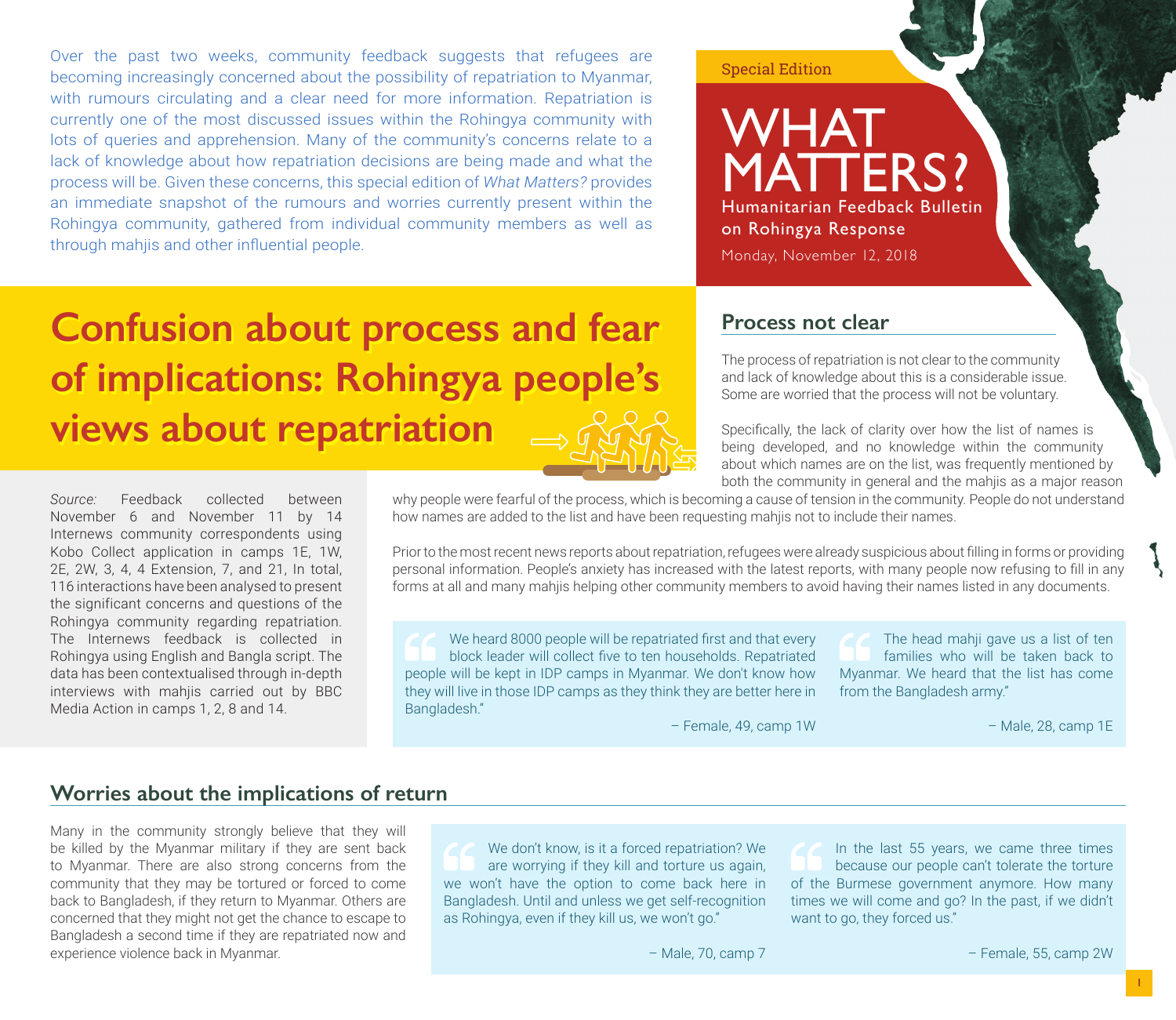Special Edition

# WHAT MATTERS?

Humanitarian Feedback Bulletin on Rohingya Response

Monday, November 12, 2018

Over the past two weeks, community feedback suggests that refugees are becoming increasingly concerned about the possibility of repatriation to Myanmar, with rumours circulating and a clear need for more information. Repatriation is currently one of the most discussed issues within the Rohingya community with lots of queries and apprehension. Many of the community's concerns relate to a lack of knowledge about how repatriation decisions are being made and what the process will be. Given these concerns, this special edition of *What Matters?* provides an immediate snapshot of the rumours and worries currently present within the Rohingya community, gathered from individual community members as well as through mahjis and other influential people.

# Confusion about process and fear of implications: Rohingya people's views about repatriation

*Source:* Feedback collected between November 6 and November 11 by 14 Internews community correspondents using Kobo Collect application in camps 1E, 1W, 2E, 2W, 3, 4, 4 Extension, 7, and 21, In total, 116 interactions have been analysed to present the significant concerns and questions of the Rohingya community regarding repatriation. The Internews feedback is collected in Rohingya using English and Bangla script. The data has been contextualised through in-depth interviews with mahjis carried out by BBC Media Action in camps 1, 2, 8 and 14.

## Process not clear

The process of repatriation is not clear to the community and lack of knowledge about this is a considerable issue. Some are worried that the process will not be voluntary.

Specifically, the lack of clarity over how the list of names is being developed, and no knowledge within the community about which names are on the list, was frequently mentioned by both the community in general and the mahjis as a major reason why people were fearful of the process, which is becoming a cause of tension in the community. People do not understand how names are added to the list and have been requesting mahjis not to include their names.

Prior to the most recent news reports about repatriation, refugees were already suspicious about filling in forms or providing personal information. People's anxiety has increased with the latest reports, with many people now refusing to fill in any forms at all and many mahjis helping other community members to avoid having their names listed in any documents.

> We heard 8000 people will be repatriated first and that every block leader will collect five to ten households. Repatriated people will be kept in IDP camps in Myanmar. We don't know how they will live in those IDP camps as they think they are better here in Bangladesh."
>
> – Female, 49, camp 1W

> The head mahji gave us a list of ten families who will be taken back to Myanmar. We heard that the list has come from the Bangladesh army."
>
> – Male, 28, camp 1E

## Worries about the implications of return

Many in the community strongly believe that they will be killed by the Myanmar military if they are sent back to Myanmar. There are also strong concerns from the community that they may be tortured or forced to come back to Bangladesh, if they return to Myanmar. Others are concerned that they might not get the chance to escape to Bangladesh a second time if they are repatriated now and experience violence back in Myanmar.

> We don't know, is it a forced repatriation? We are worrying if they kill and torture us again, we won't have the option to come back here in Bangladesh. Until and unless we get self-recognition as Rohingya, even if they kill us, we won't go."
>
> – Male, 70, camp 7

> In the last 55 years, we came three times because our people can't tolerate the torture of the Burmese government anymore. How many times we will come and go? In the past, if we didn't want to go, they forced us."
>
> – Female, 55, camp 2W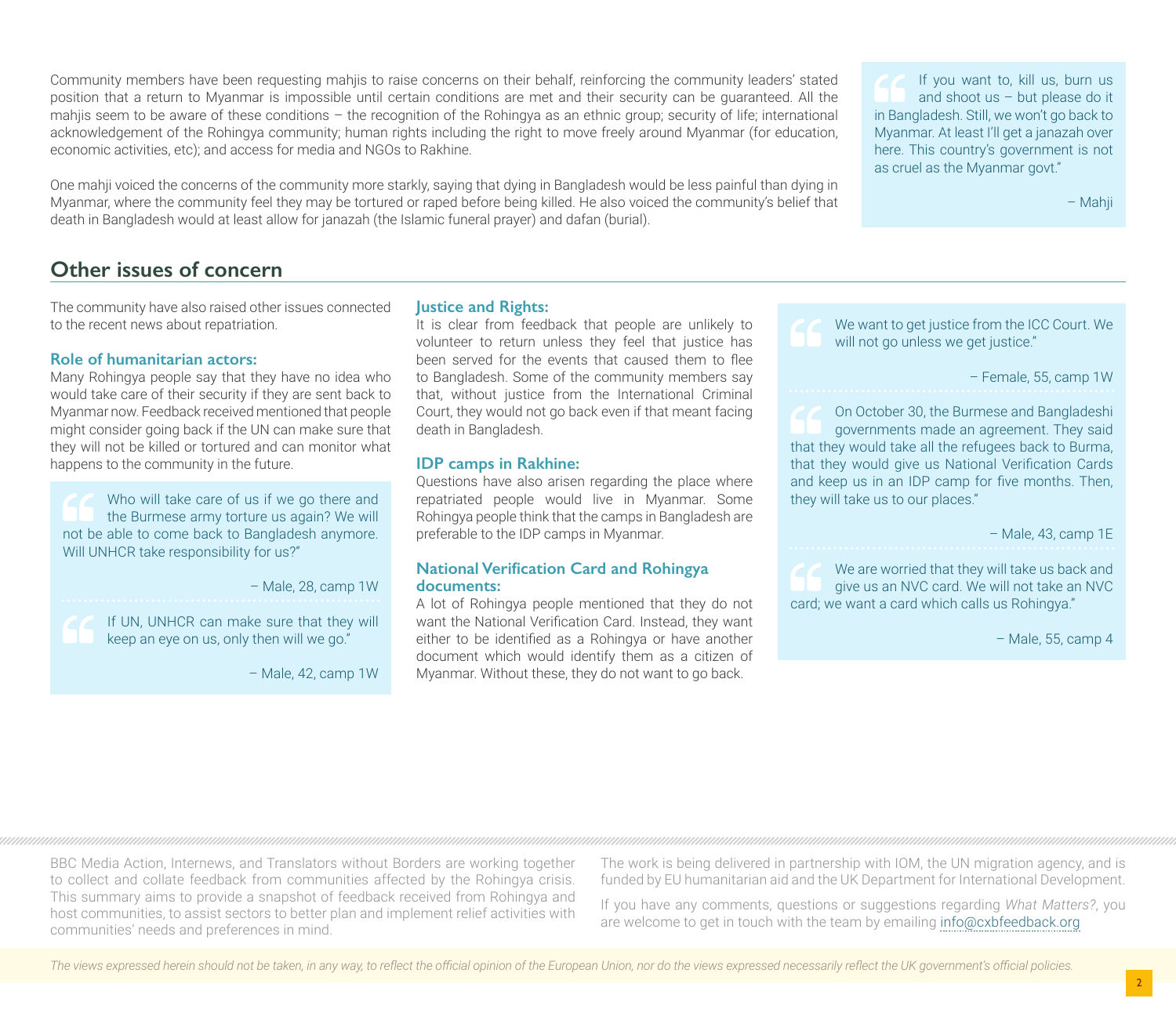Community members have been requesting mahjis to raise concerns on their behalf, reinforcing the community leaders' stated position that a return to Myanmar is impossible until certain conditions are met and their security can be guaranteed. All the mahjis seem to be aware of these conditions – the recognition of the Rohingya as an ethnic group; security of life; international acknowledgement of the Rohingya community; human rights including the right to move freely around Myanmar (for education, economic activities, etc); and access for media and NGOs to Rakhine.

One mahji voiced the concerns of the community more starkly, saying that dying in Bangladesh would be less painful than dying in Myanmar, where the community feel they may be tortured or raped before being killed. He also voiced the community's belief that death in Bangladesh would at least allow for janazah (the Islamic funeral prayer) and dafan (burial).

> If you want to, kill us, burn us and shoot us – but please do it in Bangladesh. Still, we won't go back to Myanmar. At least I'll get a janazah over here. This country's government is not as cruel as the Myanmar govt."
>
> – Mahji

## Other issues of concern

The community have also raised other issues connected to the recent news about repatriation.

### Role of humanitarian actors:

Many Rohingya people say that they have no idea who would take care of their security if they are sent back to Myanmar now. Feedback received mentioned that people might consider going back if the UN can make sure that they will not be killed or tortured and can monitor what happens to the community in the future.

> Who will take care of us if we go there and the Burmese army torture us again? We will not be able to come back to Bangladesh anymore. Will UNHCR take responsibility for us?"
>
> – Male, 28, camp 1W

> If UN, UNHCR can make sure that they will keep an eye on us, only then will we go."
>
> – Male, 42, camp 1W

### Justice and Rights:

It is clear from feedback that people are unlikely to volunteer to return unless they feel that justice has been served for the events that caused them to flee to Bangladesh. Some of the community members say that, without justice from the International Criminal Court, they would not go back even if that meant facing death in Bangladesh.

### IDP camps in Rakhine:

Questions have also arisen regarding the place where repatriated people would live in Myanmar. Some Rohingya people think that the camps in Bangladesh are preferable to the IDP camps in Myanmar.

### National Verification Card and Rohingya documents:

A lot of Rohingya people mentioned that they do not want the National Verification Card. Instead, they want either to be identified as a Rohingya or have another document which would identify them as a citizen of Myanmar. Without these, they do not want to go back.

> We want to get justice from the ICC Court. We will not go unless we get justice."
>
> – Female, 55, camp 1W

> On October 30, the Burmese and Bangladeshi governments made an agreement. They said that they would take all the refugees back to Burma, that they would give us National Verification Cards and keep us in an IDP camp for five months. Then, they will take us to our places."
>
> – Male, 43, camp 1E

> We are worried that they will take us back and give us an NVC card. We will not take an NVC card; we want a card which calls us Rohingya."
>
> – Male, 55, camp 4

BBC Media Action, Internews, and Translators without Borders are working together to collect and collate feedback from communities affected by the Rohingya crisis. This summary aims to provide a snapshot of feedback received from Rohingya and host communities, to assist sectors to better plan and implement relief activities with communities' needs and preferences in mind.

The work is being delivered in partnership with IOM, the UN migration agency, and is funded by EU humanitarian aid and the UK Department for International Development.

If you have any comments, questions or suggestions regarding *What Matters?*, you are welcome to get in touch with the team by emailing info@cxbfeedback.org

*The views expressed herein should not be taken, in any way, to reflect the official opinion of the European Union, nor do the views expressed necessarily reflect the UK government's official policies.*